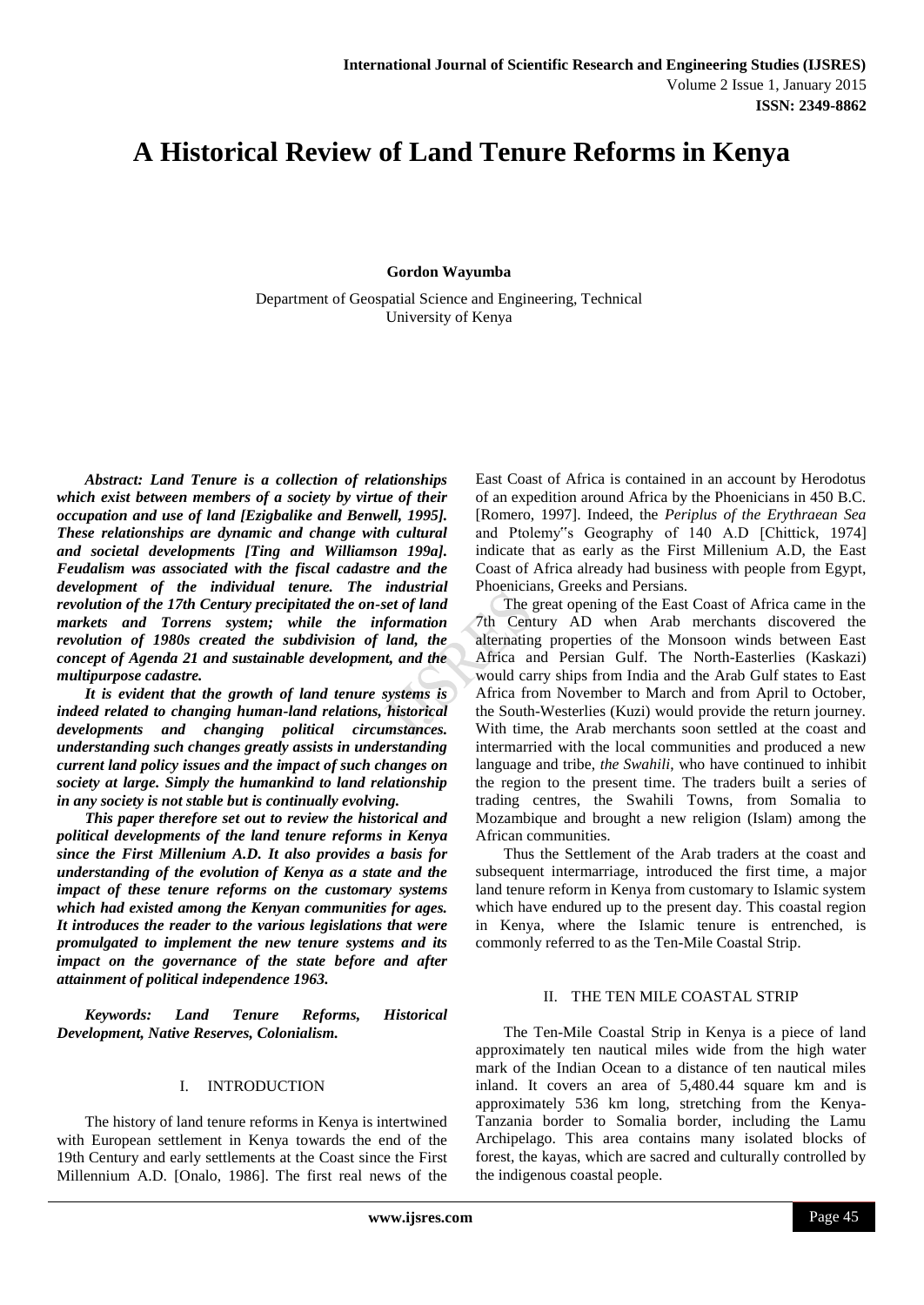# A Historical Review of Land Tenure Reforms in Kenya

**Gordon Wayumba**

Department of Geospatial Science and Engineering, Technical University of Kenya

***Abstract: Land Tenure is a collection of relationships which exist between members of a society by virtue of their occupation and use of land [Ezigbalike and Benwell, 1995]. These relationships are dynamic and change with cultural and societal developments [Ting and Williamson 199a]. Feudalism was associated with the fiscal cadastre and the development of the individual tenure. The industrial revolution of the 17th Century precipitated the on-set of land markets and Torrens system; while the information revolution of 1980s created the subdivision of land, the concept of Agenda 21 and sustainable development, and the multipurpose cadastre.***

***It is evident that the growth of land tenure systems is indeed related to changing human-land relations, historical developments and changing political circumstances. understanding such changes greatly assists in understanding current land policy issues and the impact of such changes on society at large. Simply the humankind to land relationship in any society is not stable but is continually evolving.***

***This paper therefore set out to review the historical and political developments of the land tenure reforms in Kenya since the First Millenium A.D. It also provides a basis for understanding of the evolution of Kenya as a state and the impact of these tenure reforms on the customary systems which had existed among the Kenyan communities for ages. It introduces the reader to the various legislations that were promulgated to implement the new tenure systems and its impact on the governance of the state before and after attainment of political independence 1963.***

***Keywords: Land Tenure Reforms, Historical Development, Native Reserves, Colonialism.***

## I. INTRODUCTION

The history of land tenure reforms in Kenya is intertwined with European settlement in Kenya towards the end of the 19th Century and early settlements at the Coast since the First Millennium A.D. [Onalo, 1986]. The first real news of the East Coast of Africa is contained in an account by Herodotus of an expedition around Africa by the Phoenicians in 450 B.C. [Romero, 1997]. Indeed, the *Periplus of the Erythraean Sea* and Ptolemy"s Geography of 140 A.D [Chittick, 1974] indicate that as early as the First Millenium A.D, the East Coast of Africa already had business with people from Egypt, Phoenicians, Greeks and Persians.

The great opening of the East Coast of Africa came in the 7th Century AD when Arab merchants discovered the alternating properties of the Monsoon winds between East Africa and Persian Gulf. The North-Easterlies (Kaskazi) would carry ships from India and the Arab Gulf states to East Africa from November to March and from April to October, the South-Westerlies (Kuzi) would provide the return journey. With time, the Arab merchants soon settled at the coast and intermarried with the local communities and produced a new language and tribe, *the Swahili*, who have continued to inhibit the region to the present time. The traders built a series of trading centres, the Swahili Towns, from Somalia to Mozambique and brought a new religion (Islam) among the African communities.

Thus the Settlement of the Arab traders at the coast and subsequent intermarriage, introduced the first time, a major land tenure reform in Kenya from customary to Islamic system which have endured up to the present day. This coastal region in Kenya, where the Islamic tenure is entrenched, is commonly referred to as the Ten-Mile Coastal Strip.

## II. THE TEN MILE COASTAL STRIP

The Ten-Mile Coastal Strip in Kenya is a piece of land approximately ten nautical miles wide from the high water mark of the Indian Ocean to a distance of ten nautical miles inland. It covers an area of 5,480.44 square km and is approximately 536 km long, stretching from the Kenya-Tanzania border to Somalia border, including the Lamu Archipelago. This area contains many isolated blocks of forest, the kayas, which are sacred and culturally controlled by the indigenous coastal people.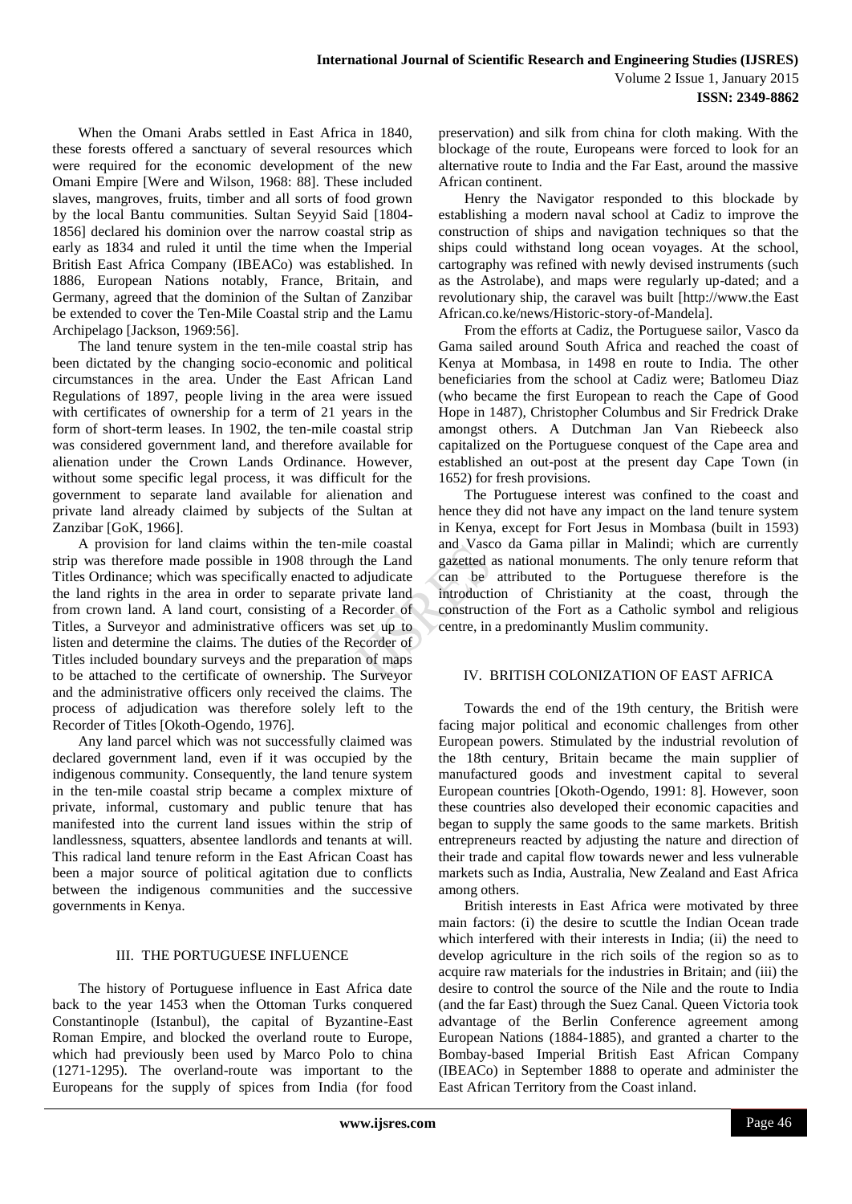When the Omani Arabs settled in East Africa in 1840, these forests offered a sanctuary of several resources which were required for the economic development of the new Omani Empire [Were and Wilson, 1968: 88]. These included slaves, mangroves, fruits, timber and all sorts of food grown by the local Bantu communities. Sultan Seyyid Said [1804-1856] declared his dominion over the narrow coastal strip as early as 1834 and ruled it until the time when the Imperial British East Africa Company (IBEACo) was established. In 1886, European Nations notably, France, Britain, and Germany, agreed that the dominion of the Sultan of Zanzibar be extended to cover the Ten-Mile Coastal strip and the Lamu Archipelago [Jackson, 1969:56].

The land tenure system in the ten-mile coastal strip has been dictated by the changing socio-economic and political circumstances in the area. Under the East African Land Regulations of 1897, people living in the area were issued with certificates of ownership for a term of 21 years in the form of short-term leases. In 1902, the ten-mile coastal strip was considered government land, and therefore available for alienation under the Crown Lands Ordinance. However, without some specific legal process, it was difficult for the government to separate land available for alienation and private land already claimed by subjects of the Sultan at Zanzibar [GoK, 1966].

A provision for land claims within the ten-mile coastal strip was therefore made possible in 1908 through the Land Titles Ordinance; which was specifically enacted to adjudicate the land rights in the area in order to separate private land from crown land. A land court, consisting of a Recorder of Titles, a Surveyor and administrative officers was set up to listen and determine the claims. The duties of the Recorder of Titles included boundary surveys and the preparation of maps to be attached to the certificate of ownership. The Surveyor and the administrative officers only received the claims. The process of adjudication was therefore solely left to the Recorder of Titles [Okoth-Ogendo, 1976].

Any land parcel which was not successfully claimed was declared government land, even if it was occupied by the indigenous community. Consequently, the land tenure system in the ten-mile coastal strip became a complex mixture of private, informal, customary and public tenure that has manifested into the current land issues within the strip of landlessness, squatters, absentee landlords and tenants at will. This radical land tenure reform in the East African Coast has been a major source of political agitation due to conflicts between the indigenous communities and the successive governments in Kenya.

## III. THE PORTUGUESE INFLUENCE

The history of Portuguese influence in East Africa date back to the year 1453 when the Ottoman Turks conquered Constantinople (Istanbul), the capital of Byzantine-East Roman Empire, and blocked the overland route to Europe, which had previously been used by Marco Polo to china (1271-1295). The overland-route was important to the Europeans for the supply of spices from India (for food preservation) and silk from china for cloth making. With the blockage of the route, Europeans were forced to look for an alternative route to India and the Far East, around the massive African continent.

Henry the Navigator responded to this blockade by establishing a modern naval school at Cadiz to improve the construction of ships and navigation techniques so that the ships could withstand long ocean voyages. At the school, cartography was refined with newly devised instruments (such as the Astrolabe), and maps were regularly up-dated; and a revolutionary ship, the caravel was built [http://www.the East African.co.ke/news/Historic-story-of-Mandela].

From the efforts at Cadiz, the Portuguese sailor, Vasco da Gama sailed around South Africa and reached the coast of Kenya at Mombasa, in 1498 en route to India. The other beneficiaries from the school at Cadiz were; Batlomeu Diaz (who became the first European to reach the Cape of Good Hope in 1487), Christopher Columbus and Sir Fredrick Drake amongst others. A Dutchman Jan Van Riebeeck also capitalized on the Portuguese conquest of the Cape area and established an out-post at the present day Cape Town (in 1652) for fresh provisions.

The Portuguese interest was confined to the coast and hence they did not have any impact on the land tenure system in Kenya, except for Fort Jesus in Mombasa (built in 1593) and Vasco da Gama pillar in Malindi; which are currently gazetted as national monuments. The only tenure reform that can be attributed to the Portuguese therefore is the introduction of Christianity at the coast, through the construction of the Fort as a Catholic symbol and religious centre, in a predominantly Muslim community.

## IV. BRITISH COLONIZATION OF EAST AFRICA

Towards the end of the 19th century, the British were facing major political and economic challenges from other European powers. Stimulated by the industrial revolution of the 18th century, Britain became the main supplier of manufactured goods and investment capital to several European countries [Okoth-Ogendo, 1991: 8]. However, soon these countries also developed their economic capacities and began to supply the same goods to the same markets. British entrepreneurs reacted by adjusting the nature and direction of their trade and capital flow towards newer and less vulnerable markets such as India, Australia, New Zealand and East Africa among others.

British interests in East Africa were motivated by three main factors: (i) the desire to scuttle the Indian Ocean trade which interfered with their interests in India; (ii) the need to develop agriculture in the rich soils of the region so as to acquire raw materials for the industries in Britain; and (iii) the desire to control the source of the Nile and the route to India (and the far East) through the Suez Canal. Queen Victoria took advantage of the Berlin Conference agreement among European Nations (1884-1885), and granted a charter to the Bombay-based Imperial British East African Company (IBEACo) in September 1888 to operate and administer the East African Territory from the Coast inland.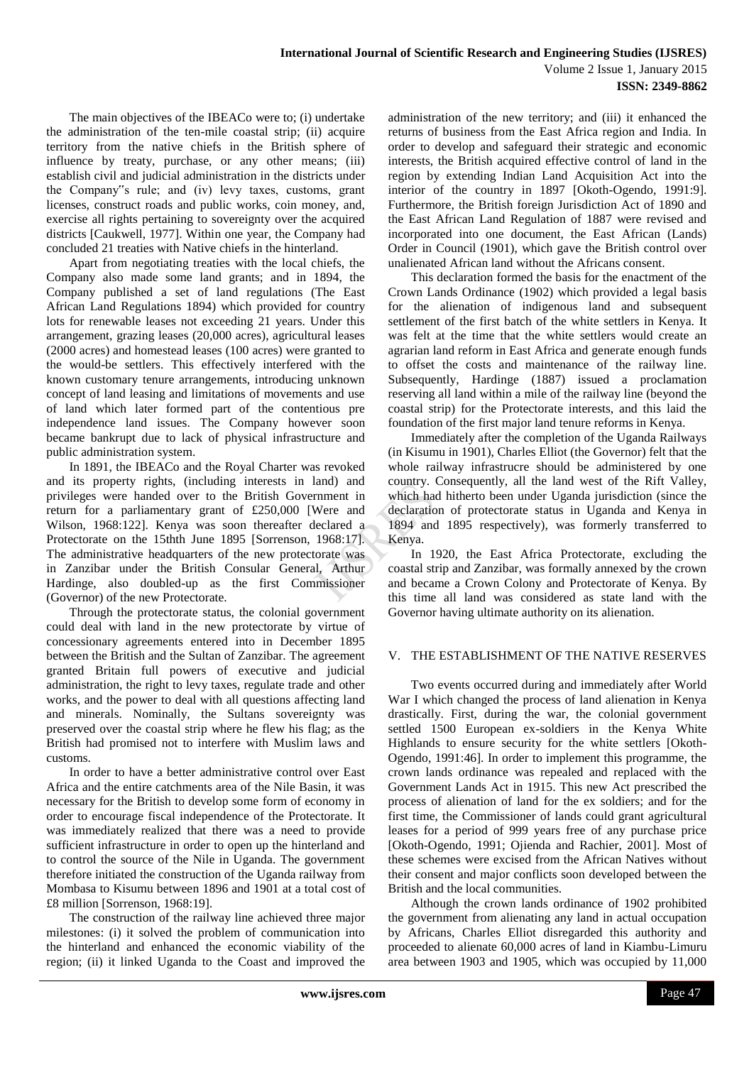The main objectives of the IBEACo were to; (i) undertake the administration of the ten-mile coastal strip; (ii) acquire territory from the native chiefs in the British sphere of influence by treaty, purchase, or any other means; (iii) establish civil and judicial administration in the districts under the Company"s rule; and (iv) levy taxes, customs, grant licenses, construct roads and public works, coin money, and, exercise all rights pertaining to sovereignty over the acquired districts [Caukwell, 1977]. Within one year, the Company had concluded 21 treaties with Native chiefs in the hinterland.

Apart from negotiating treaties with the local chiefs, the Company also made some land grants; and in 1894, the Company published a set of land regulations (The East African Land Regulations 1894) which provided for country lots for renewable leases not exceeding 21 years. Under this arrangement, grazing leases (20,000 acres), agricultural leases (2000 acres) and homestead leases (100 acres) were granted to the would-be settlers. This effectively interfered with the known customary tenure arrangements, introducing unknown concept of land leasing and limitations of movements and use of land which later formed part of the contentious pre independence land issues. The Company however soon became bankrupt due to lack of physical infrastructure and public administration system.

In 1891, the IBEACo and the Royal Charter was revoked and its property rights, (including interests in land) and privileges were handed over to the British Government in return for a parliamentary grant of £250,000 [Were and Wilson, 1968:122]. Kenya was soon thereafter declared a Protectorate on the 15thth June 1895 [Sorrenson, 1968:17]. The administrative headquarters of the new protectorate was in Zanzibar under the British Consular General, Arthur Hardinge, also doubled-up as the first Commissioner (Governor) of the new Protectorate.

Through the protectorate status, the colonial government could deal with land in the new protectorate by virtue of concessionary agreements entered into in December 1895 between the British and the Sultan of Zanzibar. The agreement granted Britain full powers of executive and judicial administration, the right to levy taxes, regulate trade and other works, and the power to deal with all questions affecting land and minerals. Nominally, the Sultans sovereignty was preserved over the coastal strip where he flew his flag; as the British had promised not to interfere with Muslim laws and customs.

In order to have a better administrative control over East Africa and the entire catchments area of the Nile Basin, it was necessary for the British to develop some form of economy in order to encourage fiscal independence of the Protectorate. It was immediately realized that there was a need to provide sufficient infrastructure in order to open up the hinterland and to control the source of the Nile in Uganda. The government therefore initiated the construction of the Uganda railway from Mombasa to Kisumu between 1896 and 1901 at a total cost of £8 million [Sorrenson, 1968:19].

The construction of the railway line achieved three major milestones: (i) it solved the problem of communication into the hinterland and enhanced the economic viability of the region; (ii) it linked Uganda to the Coast and improved the administration of the new territory; and (iii) it enhanced the returns of business from the East Africa region and India. In order to develop and safeguard their strategic and economic interests, the British acquired effective control of land in the region by extending Indian Land Acquisition Act into the interior of the country in 1897 [Okoth-Ogendo, 1991:9]. Furthermore, the British foreign Jurisdiction Act of 1890 and the East African Land Regulation of 1887 were revised and incorporated into one document, the East African (Lands) Order in Council (1901), which gave the British control over unalienated African land without the Africans consent.

This declaration formed the basis for the enactment of the Crown Lands Ordinance (1902) which provided a legal basis for the alienation of indigenous land and subsequent settlement of the first batch of the white settlers in Kenya. It was felt at the time that the white settlers would create an agrarian land reform in East Africa and generate enough funds to offset the costs and maintenance of the railway line. Subsequently, Hardinge (1887) issued a proclamation reserving all land within a mile of the railway line (beyond the coastal strip) for the Protectorate interests, and this laid the foundation of the first major land tenure reforms in Kenya.

Immediately after the completion of the Uganda Railways (in Kisumu in 1901), Charles Elliot (the Governor) felt that the whole railway infrastrucre should be administered by one country. Consequently, all the land west of the Rift Valley, which had hitherto been under Uganda jurisdiction (since the declaration of protectorate status in Uganda and Kenya in 1894 and 1895 respectively), was formerly transferred to Kenya.

In 1920, the East Africa Protectorate, excluding the coastal strip and Zanzibar, was formally annexed by the crown and became a Crown Colony and Protectorate of Kenya. By this time all land was considered as state land with the Governor having ultimate authority on its alienation.

## V. THE ESTABLISHMENT OF THE NATIVE RESERVES

Two events occurred during and immediately after World War I which changed the process of land alienation in Kenya drastically. First, during the war, the colonial government settled 1500 European ex-soldiers in the Kenya White Highlands to ensure security for the white settlers [Okoth-Ogendo, 1991:46]. In order to implement this programme, the crown lands ordinance was repealed and replaced with the Government Lands Act in 1915. This new Act prescribed the process of alienation of land for the ex soldiers; and for the first time, the Commissioner of lands could grant agricultural leases for a period of 999 years free of any purchase price [Okoth-Ogendo, 1991; Ojienda and Rachier, 2001]. Most of these schemes were excised from the African Natives without their consent and major conflicts soon developed between the British and the local communities.

Although the crown lands ordinance of 1902 prohibited the government from alienating any land in actual occupation by Africans, Charles Elliot disregarded this authority and proceeded to alienate 60,000 acres of land in Kiambu-Limuru area between 1903 and 1905, which was occupied by 11,000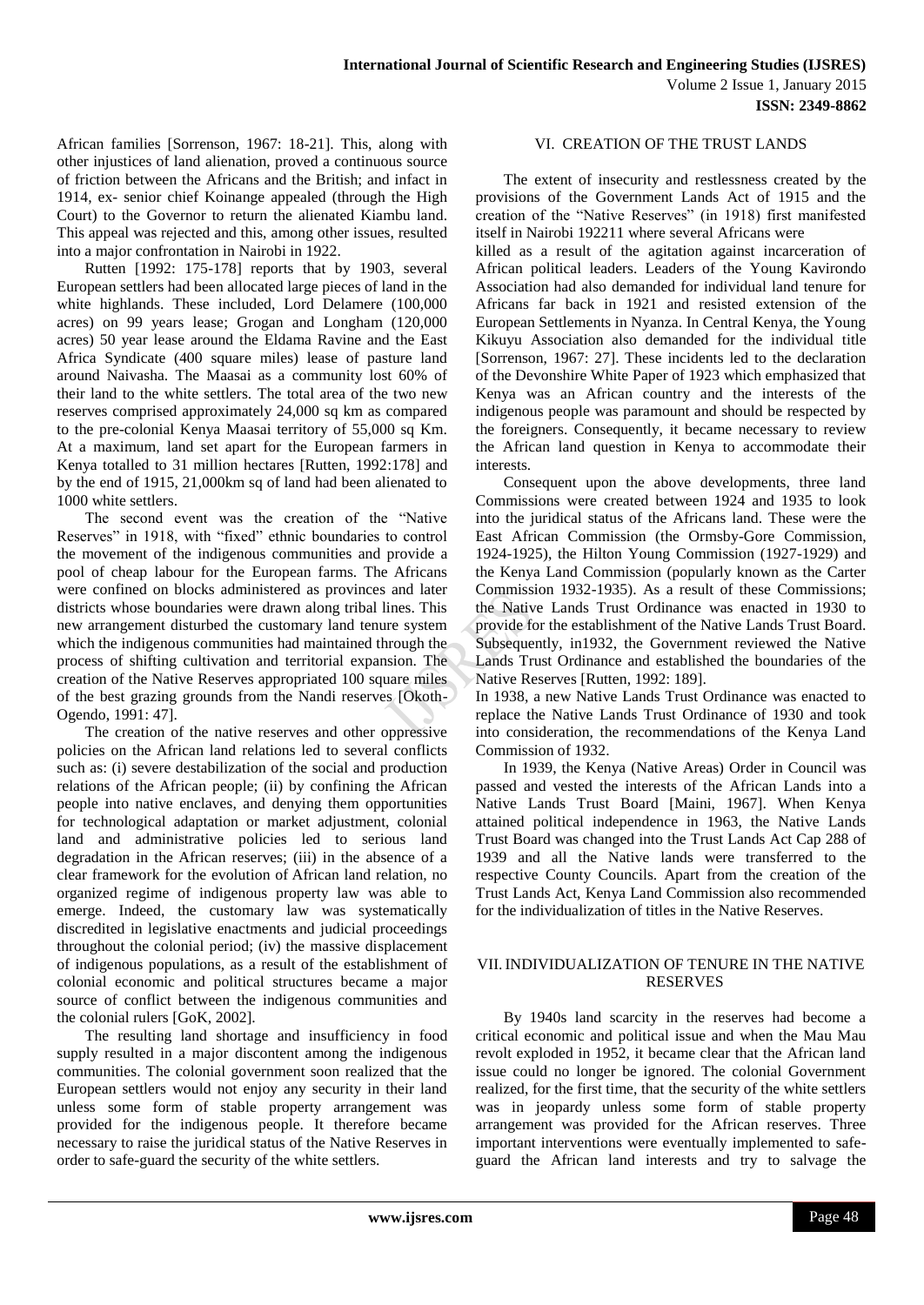African families [Sorrenson, 1967: 18-21]. This, along with other injustices of land alienation, proved a continuous source of friction between the Africans and the British; and infact in 1914, ex- senior chief Koinange appealed (through the High Court) to the Governor to return the alienated Kiambu land. This appeal was rejected and this, among other issues, resulted into a major confrontation in Nairobi in 1922.

Rutten [1992: 175-178] reports that by 1903, several European settlers had been allocated large pieces of land in the white highlands. These included, Lord Delamere (100,000 acres) on 99 years lease; Grogan and Longham (120,000 acres) 50 year lease around the Eldama Ravine and the East Africa Syndicate (400 square miles) lease of pasture land around Naivasha. The Maasai as a community lost 60% of their land to the white settlers. The total area of the two new reserves comprised approximately 24,000 sq km as compared to the pre-colonial Kenya Maasai territory of 55,000 sq Km. At a maximum, land set apart for the European farmers in Kenya totalled to 31 million hectares [Rutten, 1992:178] and by the end of 1915, 21,000km sq of land had been alienated to 1000 white settlers.

The second event was the creation of the "Native Reserves" in 1918, with "fixed" ethnic boundaries to control the movement of the indigenous communities and provide a pool of cheap labour for the European farms. The Africans were confined on blocks administered as provinces and later districts whose boundaries were drawn along tribal lines. This new arrangement disturbed the customary land tenure system which the indigenous communities had maintained through the process of shifting cultivation and territorial expansion. The creation of the Native Reserves appropriated 100 square miles of the best grazing grounds from the Nandi reserves [Okoth-Ogendo, 1991: 47].

The creation of the native reserves and other oppressive policies on the African land relations led to several conflicts such as: (i) severe destabilization of the social and production relations of the African people; (ii) by confining the African people into native enclaves, and denying them opportunities for technological adaptation or market adjustment, colonial land and administrative policies led to serious land degradation in the African reserves; (iii) in the absence of a clear framework for the evolution of African land relation, no organized regime of indigenous property law was able to emerge. Indeed, the customary law was systematically discredited in legislative enactments and judicial proceedings throughout the colonial period; (iv) the massive displacement of indigenous populations, as a result of the establishment of colonial economic and political structures became a major source of conflict between the indigenous communities and the colonial rulers [GoK, 2002].

The resulting land shortage and insufficiency in food supply resulted in a major discontent among the indigenous communities. The colonial government soon realized that the European settlers would not enjoy any security in their land unless some form of stable property arrangement was provided for the indigenous people. It therefore became necessary to raise the juridical status of the Native Reserves in order to safe-guard the security of the white settlers.

## VI. CREATION OF THE TRUST LANDS

The extent of insecurity and restlessness created by the provisions of the Government Lands Act of 1915 and the creation of the "Native Reserves" (in 1918) first manifested itself in Nairobi 192211 where several Africans were killed as a result of the agitation against incarceration of African political leaders. Leaders of the Young Kavirondo Association had also demanded for individual land tenure for Africans far back in 1921 and resisted extension of the European Settlements in Nyanza. In Central Kenya, the Young Kikuyu Association also demanded for the individual title [Sorrenson, 1967: 27]. These incidents led to the declaration of the Devonshire White Paper of 1923 which emphasized that Kenya was an African country and the interests of the indigenous people was paramount and should be respected by the foreigners. Consequently, it became necessary to review the African land question in Kenya to accommodate their interests.

Consequent upon the above developments, three land Commissions were created between 1924 and 1935 to look into the juridical status of the Africans land. These were the East African Commission (the Ormsby-Gore Commission, 1924-1925), the Hilton Young Commission (1927-1929) and the Kenya Land Commission (popularly known as the Carter Commission 1932-1935). As a result of these Commissions; the Native Lands Trust Ordinance was enacted in 1930 to provide for the establishment of the Native Lands Trust Board. Subsequently, in1932, the Government reviewed the Native Lands Trust Ordinance and established the boundaries of the Native Reserves [Rutten, 1992: 189].

In 1938, a new Native Lands Trust Ordinance was enacted to replace the Native Lands Trust Ordinance of 1930 and took into consideration, the recommendations of the Kenya Land Commission of 1932.

In 1939, the Kenya (Native Areas) Order in Council was passed and vested the interests of the African Lands into a Native Lands Trust Board [Maini, 1967]. When Kenya attained political independence in 1963, the Native Lands Trust Board was changed into the Trust Lands Act Cap 288 of 1939 and all the Native lands were transferred to the respective County Councils. Apart from the creation of the Trust Lands Act, Kenya Land Commission also recommended for the individualization of titles in the Native Reserves.

## VII. INDIVIDUALIZATION OF TENURE IN THE NATIVE RESERVES

By 1940s land scarcity in the reserves had become a critical economic and political issue and when the Mau Mau revolt exploded in 1952, it became clear that the African land issue could no longer be ignored. The colonial Government realized, for the first time, that the security of the white settlers was in jeopardy unless some form of stable property arrangement was provided for the African reserves. Three important interventions were eventually implemented to safe-guard the African land interests and try to salvage the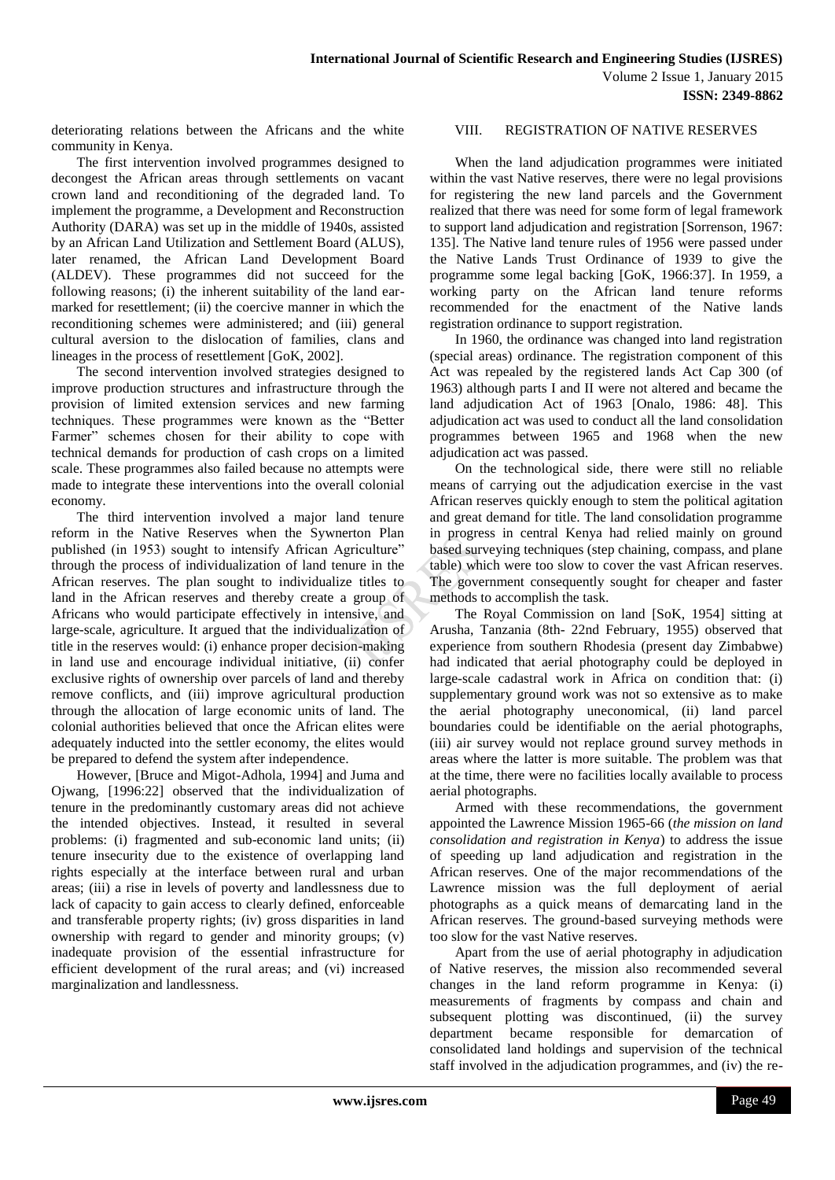deteriorating relations between the Africans and the white community in Kenya.

The first intervention involved programmes designed to decongest the African areas through settlements on vacant crown land and reconditioning of the degraded land. To implement the programme, a Development and Reconstruction Authority (DARA) was set up in the middle of 1940s, assisted by an African Land Utilization and Settlement Board (ALUS), later renamed, the African Land Development Board (ALDEV). These programmes did not succeed for the following reasons; (i) the inherent suitability of the land ear-marked for resettlement; (ii) the coercive manner in which the reconditioning schemes were administered; and (iii) general cultural aversion to the dislocation of families, clans and lineages in the process of resettlement [GoK, 2002].

The second intervention involved strategies designed to improve production structures and infrastructure through the provision of limited extension services and new farming techniques. These programmes were known as the "Better Farmer" schemes chosen for their ability to cope with technical demands for production of cash crops on a limited scale. These programmes also failed because no attempts were made to integrate these interventions into the overall colonial economy.

The third intervention involved a major land tenure reform in the Native Reserves when the Swynerton Plan published (in 1953) sought to intensify African Agriculture" through the process of individualization of land tenure in the African reserves. The plan sought to individualize titles to land in the African reserves and thereby create a group of Africans who would participate effectively in intensive, and large-scale, agriculture. It argued that the individualization of title in the reserves would: (i) enhance proper decision-making in land use and encourage individual initiative, (ii) confer exclusive rights of ownership over parcels of land and thereby remove conflicts, and (iii) improve agricultural production through the allocation of large economic units of land. The colonial authorities believed that once the African elites were adequately inducted into the settler economy, the elites would be prepared to defend the system after independence.

However, [Bruce and Migot-Adhola, 1994] and Juma and Ojwang, [1996:22] observed that the individualization of tenure in the predominantly customary areas did not achieve the intended objectives. Instead, it resulted in several problems: (i) fragmented and sub-economic land units; (ii) tenure insecurity due to the existence of overlapping land rights especially at the interface between rural and urban areas; (iii) a rise in levels of poverty and landlessness due to lack of capacity to gain access to clearly defined, enforceable and transferable property rights; (iv) gross disparities in land ownership with regard to gender and minority groups; (v) inadequate provision of the essential infrastructure for efficient development of the rural areas; and (vi) increased marginalization and landlessness.

## VIII. REGISTRATION OF NATIVE RESERVES

When the land adjudication programmes were initiated within the vast Native reserves, there were no legal provisions for registering the new land parcels and the Government realized that there was need for some form of legal framework to support land adjudication and registration [Sorrenson, 1967: 135]. The Native land tenure rules of 1956 were passed under the Native Lands Trust Ordinance of 1939 to give the programme some legal backing [GoK, 1966:37]. In 1959, a working party on the African land tenure reforms recommended for the enactment of the Native lands registration ordinance to support registration.

In 1960, the ordinance was changed into land registration (special areas) ordinance. The registration component of this Act was repealed by the registered lands Act Cap 300 (of 1963) although parts I and II were not altered and became the land adjudication Act of 1963 [Onalo, 1986: 48]. This adjudication act was used to conduct all the land consolidation programmes between 1965 and 1968 when the new adjudication act was passed.

On the technological side, there were still no reliable means of carrying out the adjudication exercise in the vast African reserves quickly enough to stem the political agitation and great demand for title. The land consolidation programme in progress in central Kenya had relied mainly on ground based surveying techniques (step chaining, compass, and plane table) which were too slow to cover the vast African reserves. The government consequently sought for cheaper and faster methods to accomplish the task.

The Royal Commission on land [SoK, 1954] sitting at Arusha, Tanzania (8th- 22nd February, 1955) observed that experience from southern Rhodesia (present day Zimbabwe) had indicated that aerial photography could be deployed in large-scale cadastral work in Africa on condition that: (i) supplementary ground work was not so extensive as to make the aerial photography uneconomical, (ii) land parcel boundaries could be identifiable on the aerial photographs, (iii) air survey would not replace ground survey methods in areas where the latter is more suitable. The problem was that at the time, there were no facilities locally available to process aerial photographs.

Armed with these recommendations, the government appointed the Lawrence Mission 1965-66 (*the mission on land consolidation and registration in Kenya*) to address the issue of speeding up land adjudication and registration in the African reserves. One of the major recommendations of the Lawrence mission was the full deployment of aerial photographs as a quick means of demarcating land in the African reserves. The ground-based surveying methods were too slow for the vast Native reserves.

Apart from the use of aerial photography in adjudication of Native reserves, the mission also recommended several changes in the land reform programme in Kenya: (i) measurements of fragments by compass and chain and subsequent plotting was discontinued, (ii) the survey department became responsible for demarcation of consolidated land holdings and supervision of the technical staff involved in the adjudication programmes, and (iv) the re-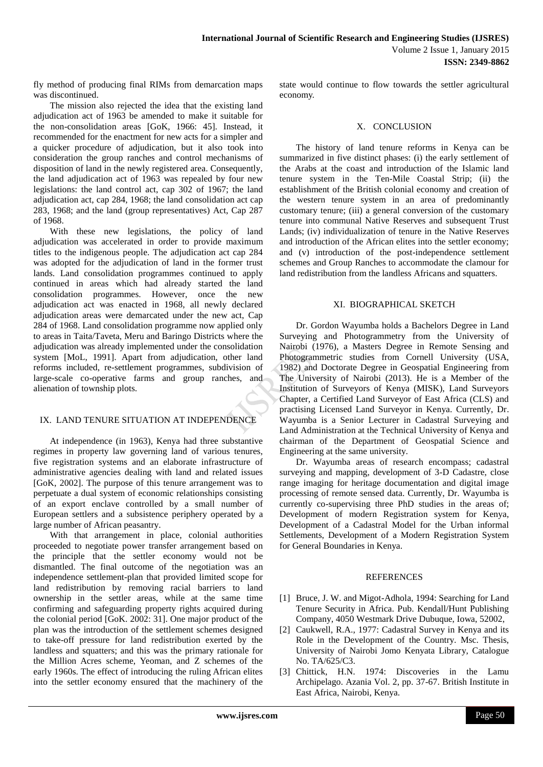fly method of producing final RIMs from demarcation maps was discontinued.

The mission also rejected the idea that the existing land adjudication act of 1963 be amended to make it suitable for the non-consolidation areas [GoK, 1966: 45]. Instead, it recommended for the enactment for new acts for a simpler and a quicker procedure of adjudication, but it also took into consideration the group ranches and control mechanisms of disposition of land in the newly registered area. Consequently, the land adjudication act of 1963 was repealed by four new legislations: the land control act, cap 302 of 1967; the land adjudication act, cap 284, 1968; the land consolidation act cap 283, 1968; and the land (group representatives) Act, Cap 287 of 1968.

With these new legislations, the policy of land adjudication was accelerated in order to provide maximum titles to the indigenous people. The adjudication act cap 284 was adopted for the adjudication of land in the former trust lands. Land consolidation programmes continued to apply continued in areas which had already started the land consolidation programmes. However, once the new adjudication act was enacted in 1968, all newly declared adjudication areas were demarcated under the new act, Cap 284 of 1968. Land consolidation programme now applied only to areas in Taita/Taveta, Meru and Baringo Districts where the adjudication was already implemented under the consolidation system [MoL, 1991]. Apart from adjudication, other land reforms included, re-settlement programmes, subdivision of large-scale co-operative farms and group ranches, and alienation of township plots.

## IX. LAND TENURE SITUATION AT INDEPENDENCE

At independence (in 1963), Kenya had three substantive regimes in property law governing land of various tenures, five registration systems and an elaborate infrastructure of administrative agencies dealing with land and related issues [GoK, 2002]. The purpose of this tenure arrangement was to perpetuate a dual system of economic relationships consisting of an export enclave controlled by a small number of European settlers and a subsistence periphery operated by a large number of African peasantry.

With that arrangement in place, colonial authorities proceeded to negotiate power transfer arrangement based on the principle that the settler economy would not be dismantled. The final outcome of the negotiation was an independence settlement-plan that provided limited scope for land redistribution by removing racial barriers to land ownership in the settler areas, while at the same time confirming and safeguarding property rights acquired during the colonial period [GoK. 2002: 31]. One major product of the plan was the introduction of the settlement schemes designed to take-off pressure for land redistribution exerted by the landless and squatters; and this was the primary rationale for the Million Acres scheme, Yeoman, and Z schemes of the early 1960s. The effect of introducing the ruling African elites into the settler economy ensured that the machinery of the state would continue to flow towards the settler agricultural economy.

## X. CONCLUSION

The history of land tenure reforms in Kenya can be summarized in five distinct phases: (i) the early settlement of the Arabs at the coast and introduction of the Islamic land tenure system in the Ten-Mile Coastal Strip; (ii) the establishment of the British colonial economy and creation of the western tenure system in an area of predominantly customary tenure; (iii) a general conversion of the customary tenure into communal Native Reserves and subsequent Trust Lands; (iv) individualization of tenure in the Native Reserves and introduction of the African elites into the settler economy; and (v) introduction of the post-independence settlement schemes and Group Ranches to accommodate the clamour for land redistribution from the landless Africans and squatters.

## XI. BIOGRAPHICAL SKETCH

Dr. Gordon Wayumba holds a Bachelors Degree in Land Surveying and Photogrammetry from the University of Nairobi (1976), a Masters Degree in Remote Sensing and Photogrammetric studies from Cornell University (USA, 1982) and Doctorate Degree in Geospatial Engineering from The University of Nairobi (2013). He is a Member of the Institution of Surveyors of Kenya (MISK), Land Surveyors Chapter, a Certified Land Surveyor of East Africa (CLS) and practising Licensed Land Surveyor in Kenya. Currently, Dr. Wayumba is a Senior Lecturer in Cadastral Surveying and Land Administration at the Technical University of Kenya and chairman of the Department of Geospatial Science and Engineering at the same university.

Dr. Wayumba areas of research encompass; cadastral surveying and mapping, development of 3-D Cadastre, close range imaging for heritage documentation and digital image processing of remote sensed data. Currently, Dr. Wayumba is currently co-supervising three PhD studies in the areas of; Development of modern Registration system for Kenya, Development of a Cadastral Model for the Urban informal Settlements, Development of a Modern Registration System for General Boundaries in Kenya.

## REFERENCES

[1] Bruce, J. W. and Migot-Adhola, 1994: Searching for Land Tenure Security in Africa. Pub. Kendall/Hunt Publishing Company, 4050 Westmark Drive Dubuque, Iowa, 52002,

[2] Caukwell, R.A., 1977: Cadastral Survey in Kenya and its Role in the Development of the Country. Msc. Thesis, University of Nairobi Jomo Kenyata Library, Catalogue No. TA/625/C3.

[3] Chittick, H.N. 1974: Discoveries in the Lamu Archipelago. Azania Vol. 2, pp. 37-67. British Institute in East Africa, Nairobi, Kenya.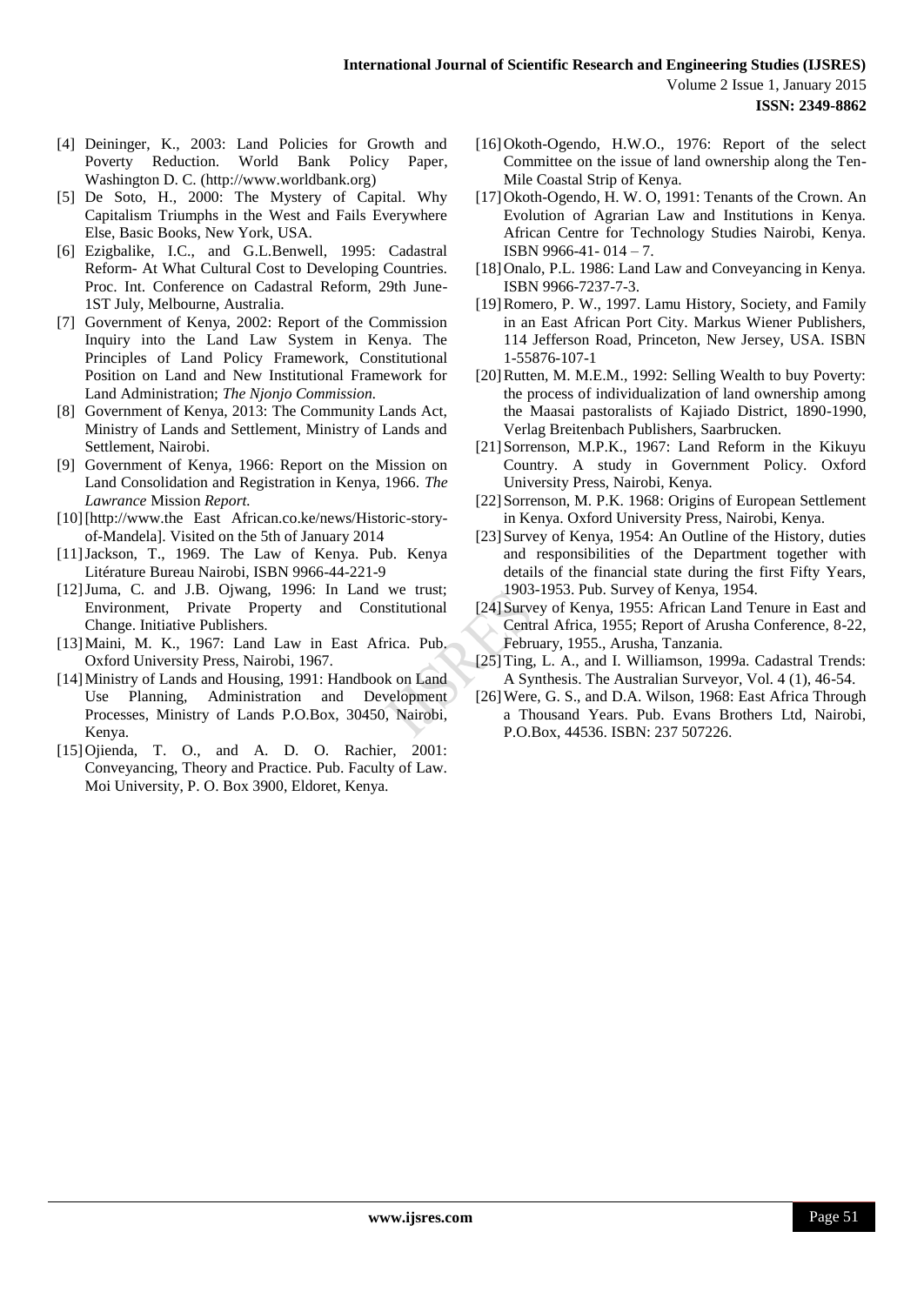[4] Deininger, K., 2003: Land Policies for Growth and Poverty Reduction. World Bank Policy Paper, Washington D. C. (http://www.worldbank.org)

[5] De Soto, H., 2000: The Mystery of Capital. Why Capitalism Triumphs in the West and Fails Everywhere Else, Basic Books, New York, USA.

[6] Ezigbalike, I.C., and G.L.Benwell, 1995: Cadastral Reform- At What Cultural Cost to Developing Countries. Proc. Int. Conference on Cadastral Reform, 29th June-1ST July, Melbourne, Australia.

[7] Government of Kenya, 2002: Report of the Commission Inquiry into the Land Law System in Kenya. The Principles of Land Policy Framework, Constitutional Position on Land and New Institutional Framework for Land Administration; *The Njonjo Commission.*

[8] Government of Kenya, 2013: The Community Lands Act, Ministry of Lands and Settlement, Ministry of Lands and Settlement, Nairobi.

[9] Government of Kenya, 1966: Report on the Mission on Land Consolidation and Registration in Kenya, 1966. *The Lawrance* Mission *Report.*

[10] [http://www.the East African.co.ke/news/Historic-story-of-Mandela]. Visited on the 5th of January 2014

[11] Jackson, T., 1969. The Law of Kenya. Pub. Kenya Litérature Bureau Nairobi, ISBN 9966-44-221-9

[12] Juma, C. and J.B. Ojwang, 1996: In Land we trust; Environment, Private Property and Constitutional Change. Initiative Publishers.

[13] Maini, M. K., 1967: Land Law in East Africa. Pub. Oxford University Press, Nairobi, 1967.

[14] Ministry of Lands and Housing, 1991: Handbook on Land Use Planning, Administration and Development Processes, Ministry of Lands P.O.Box, 30450, Nairobi, Kenya.

[15] Ojienda, T. O., and A. D. O. Rachier, 2001: Conveyancing, Theory and Practice. Pub. Faculty of Law. Moi University, P. O. Box 3900, Eldoret, Kenya.

[16] Okoth-Ogendo, H.W.O., 1976: Report of the select Committee on the issue of land ownership along the Ten-Mile Coastal Strip of Kenya.

[17] Okoth-Ogendo, H. W. O, 1991: Tenants of the Crown. An Evolution of Agrarian Law and Institutions in Kenya. African Centre for Technology Studies Nairobi, Kenya. ISBN 9966-41- 014 – 7.

[18] Onalo, P.L. 1986: Land Law and Conveyancing in Kenya. ISBN 9966-7237-7-3.

[19] Romero, P. W., 1997. Lamu History, Society, and Family in an East African Port City. Markus Wiener Publishers, 114 Jefferson Road, Princeton, New Jersey, USA. ISBN 1-55876-107-1

[20] Rutten, M. M.E.M., 1992: Selling Wealth to buy Poverty: the process of individualization of land ownership among the Maasai pastoralists of Kajiado District, 1890-1990, Verlag Breitenbach Publishers, Saarbrucken.

[21] Sorrenson, M.P.K., 1967: Land Reform in the Kikuyu Country. A study in Government Policy. Oxford University Press, Nairobi, Kenya.

[22] Sorrenson, M. P.K. 1968: Origins of European Settlement in Kenya. Oxford University Press, Nairobi, Kenya.

[23] Survey of Kenya, 1954: An Outline of the History, duties and responsibilities of the Department together with details of the financial state during the first Fifty Years, 1903-1953. Pub. Survey of Kenya, 1954.

[24] Survey of Kenya, 1955: African Land Tenure in East and Central Africa, 1955; Report of Arusha Conference, 8-22, February, 1955., Arusha, Tanzania.

[25] Ting, L. A., and I. Williamson, 1999a. Cadastral Trends: A Synthesis. The Australian Surveyor, Vol. 4 (1), 46-54.

[26] Were, G. S., and D.A. Wilson, 1968: East Africa Through a Thousand Years. Pub. Evans Brothers Ltd, Nairobi, P.O.Box, 44536. ISBN: 237 507226.